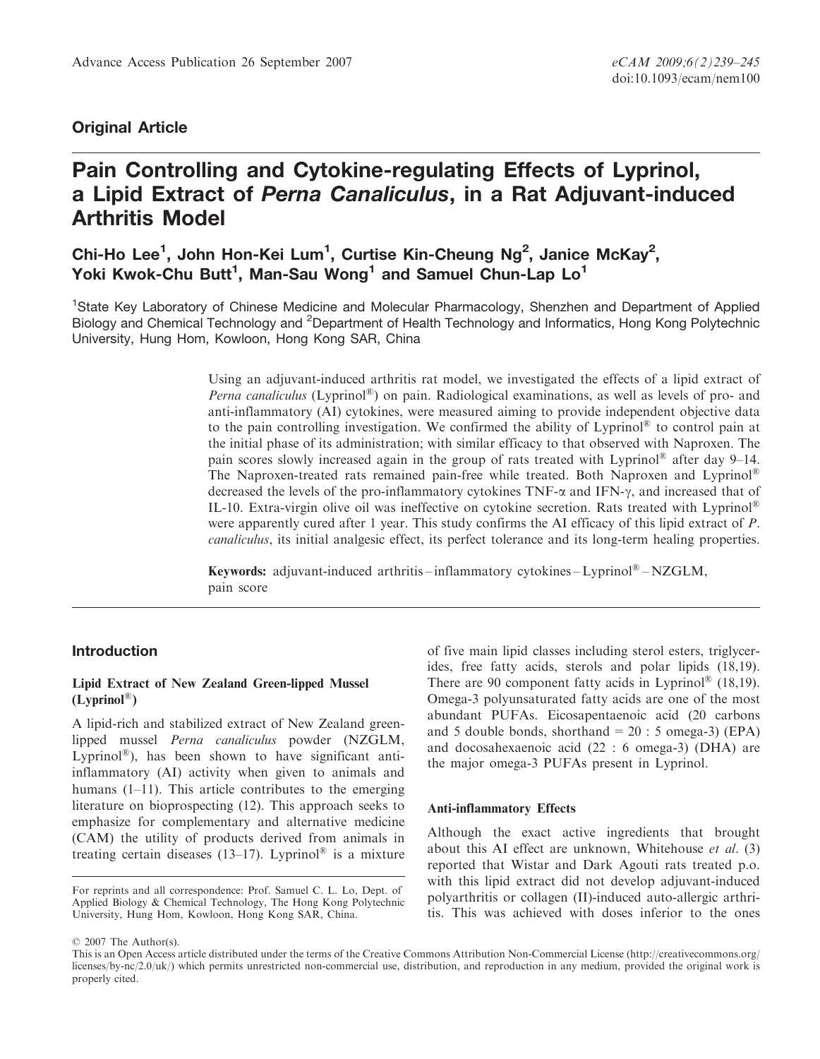Advance Access Publication 26 September 2007

doi:10.1093/ecam/nem100

## Original Article

# Pain Controlling and Cytokine-regulating Effects of Lyprinol, a Lipid Extract of *Perna Canaliculus*, in a Rat Adjuvant-induced Arthritis Model

**Chi-Ho Lee[1], John Hon-Kei Lum[1], Curtise Kin-Cheung Ng[2], Janice McKay[2], Yoki Kwok-Chu Butt[1], Man-Sau Wong[1] and Samuel Chun-Lap Lo[1]**

[1]State Key Laboratory of Chinese Medicine and Molecular Pharmacology, Shenzhen and Department of Applied Biology and Chemical Technology and [2]Department of Health Technology and Informatics, Hong Kong Polytechnic University, Hung Hom, Kowloon, Hong Kong SAR, China

Using an adjuvant-induced arthritis rat model, we investigated the effects of a lipid extract of *Perna canaliculus* (Lyprinol®) on pain. Radiological examinations, as well as levels of pro- and anti-inflammatory (AI) cytokines, were measured aiming to provide independent objective data to the pain controlling investigation. We confirmed the ability of Lyprinol® to control pain at the initial phase of its administration; with similar efficacy to that observed with Naproxen. The pain scores slowly increased again in the group of rats treated with Lyprinol® after day 9–14. The Naproxen-treated rats remained pain-free while treated. Both Naproxen and Lyprinol® decreased the levels of the pro-inflammatory cytokines TNF-$\alpha$ and IFN-$\gamma$, and increased that of IL-10. Extra-virgin olive oil was ineffective on cytokine secretion. Rats treated with Lyprinol® were apparently cured after 1 year. This study confirms the AI efficacy of this lipid extract of *P. canaliculus*, its initial analgesic effect, its perfect tolerance and its long-term healing properties.

**Keywords:** adjuvant-induced arthritis – inflammatory cytokines – Lyprinol® – NZGLM, pain score

## Introduction

### Lipid Extract of New Zealand Green-lipped Mussel (Lyprinol®)

A lipid-rich and stabilized extract of New Zealand green-lipped mussel *Perna canaliculus* powder (NZGLM, Lyprinol®), has been shown to have significant anti-inflammatory (AI) activity when given to animals and humans (1–11). This article contributes to the emerging literature on bioprospecting (12). This approach seeks to emphasize for complementary and alternative medicine (CAM) the utility of products derived from animals in treating certain diseases (13–17). Lyprinol® is a mixture of five main lipid classes including sterol esters, triglycerides, free fatty acids, sterols and polar lipids (18,19). There are 90 component fatty acids in Lyprinol® (18,19). Omega-3 polyunsaturated fatty acids are one of the most abundant PUFAs. Eicosapentaenoic acid (20 carbons and 5 double bonds, shorthand = 20 : 5 omega-3) (EPA) and docosahexaenoic acid (22 : 6 omega-3) (DHA) are the major omega-3 PUFAs present in Lyprinol.

### Anti-inflammatory Effects

Although the exact active ingredients that brought about this AI effect are unknown, Whitehouse *et al*. (3) reported that Wistar and Dark Agouti rats treated p.o. with this lipid extract did not develop adjuvant-induced polyarthritis or collagen (II)-induced auto-allergic arthritis. This was achieved with doses inferior to the ones

For reprints and all correspondence: Prof. Samuel C. L. Lo, Dept. of Applied Biology & Chemical Technology, The Hong Kong Polytechnic University, Hung Hom, Kowloon, Hong Kong SAR, China.

© 2007 The Author(s).
This is an Open Access article distributed under the terms of the Creative Commons Attribution Non-Commercial License (http://creativecommons.org/licenses/by-nc/2.0/uk/) which permits unrestricted non-commercial use, distribution, and reproduction in any medium, provided the original work is properly cited.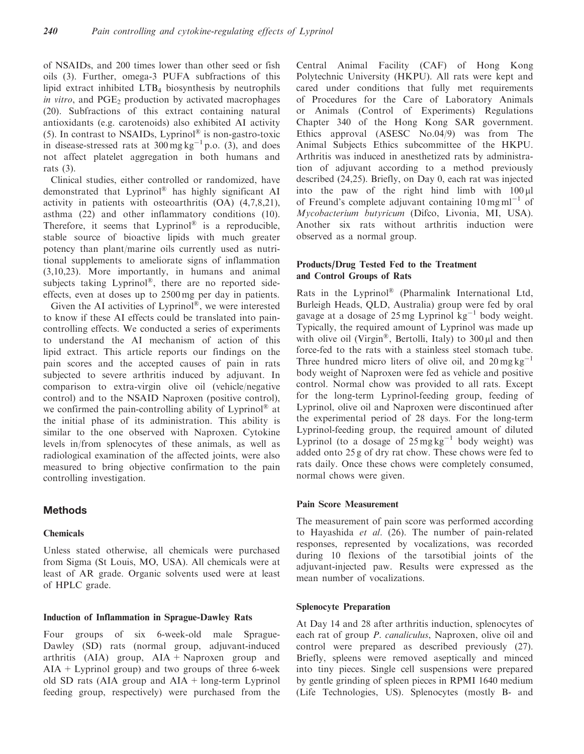of NSAIDs, and 200 times lower than other seed or fish oils (3). Further, omega-3 PUFA subfractions of this lipid extract inhibited $LTB_4$ biosynthesis by neutrophils *in vitro*, and $PGE_2$ production by activated macrophages (20). Subfractions of this extract containing natural antioxidants (e.g. carotenoids) also exhibited AI activity (5). In contrast to NSAIDs, Lyprinol® is non-gastro-toxic in disease-stressed rats at $300\,mg\,kg^{-1}$ p.o. (3), and does not affect platelet aggregation in both humans and rats (3).

Clinical studies, either controlled or randomized, have demonstrated that Lyprinol® has highly significant AI activity in patients with osteoarthritis (OA) (4,7,8,21), asthma (22) and other inflammatory conditions (10). Therefore, it seems that Lyprinol® is a reproducible, stable source of bioactive lipids with much greater potency than plant/marine oils currently used as nutritional supplements to ameliorate signs of inflammation (3,10,23). More importantly, in humans and animal subjects taking Lyprinol®, there are no reported side-effects, even at doses up to 2500 mg per day in patients.

Given the AI activities of Lyprinol®, we were interested to know if these AI effects could be translated into pain-controlling effects. We conducted a series of experiments to understand the AI mechanism of action of this lipid extract. This article reports our findings on the pain scores and the accepted causes of pain in rats subjected to severe arthritis induced by adjuvant. In comparison to extra-virgin olive oil (vehicle/negative control) and to the NSAID Naproxen (positive control), we confirmed the pain-controlling ability of Lyprinol® at the initial phase of its administration. This ability is similar to the one observed with Naproxen. Cytokine levels in/from splenocytes of these animals, as well as radiological examination of the affected joints, were also measured to bring objective confirmation to the pain controlling investigation.

## Methods

### Chemicals

Unless stated otherwise, all chemicals were purchased from Sigma (St Louis, MO, USA). All chemicals were at least of AR grade. Organic solvents used were at least of HPLC grade.

### Induction of Inflammation in Sprague-Dawley Rats

Four groups of six 6-week-old male Sprague-Dawley (SD) rats (normal group, adjuvant-induced arthritis (AIA) group, AIA + Naproxen group and AIA + Lyprinol group) and two groups of three 6-week old SD rats (AIA group and AIA + long-term Lyprinol feeding group, respectively) were purchased from the Central Animal Facility (CAF) of Hong Kong Polytechnic University (HKPU). All rats were kept and cared under conditions that fully met requirements of Procedures for the Care of Laboratory Animals or Animals (Control of Experiments) Regulations Chapter 340 of the Hong Kong SAR government. Ethics approval (ASESC No.04/9) was from The Animal Subjects Ethics subcommittee of the HKPU. Arthritis was induced in anesthetized rats by administration of adjuvant according to a method previously described (24,25). Briefly, on Day 0, each rat was injected into the paw of the right hind limb with $100\,\mu l$ of Freund's complete adjuvant containing $10\,mg\,ml^{-1}$ of *Mycobacterium butyricum* (Difco, Livonia, MI, USA). Another six rats without arthritis induction were observed as a normal group.

### Products/Drug Tested Fed to the Treatment and Control Groups of Rats

Rats in the Lyprinol® (Pharmalink International Ltd, Burleigh Heads, QLD, Australia) group were fed by oral gavage at a dosage of $25\,mg$ Lyprinol $kg^{-1}$ body weight. Typically, the required amount of Lyprinol was made up with olive oil (Virgin®, Bertolli, Italy) to $300\,\mu l$ and then force-fed to the rats with a stainless steel stomach tube. Three hundred micro liters of olive oil, and $20\,mg\,kg^{-1}$ body weight of Naproxen were fed as vehicle and positive control. Normal chow was provided to all rats. Except for the long-term Lyprinol-feeding group, feeding of Lyprinol, olive oil and Naproxen were discontinued after the experimental period of 28 days. For the long-term Lyprinol-feeding group, the required amount of diluted Lyprinol (to a dosage of $25\,mg\,kg^{-1}$ body weight) was added onto 25 g of dry rat chow. These chows were fed to rats daily. Once these chows were completely consumed, normal chows were given.

### Pain Score Measurement

The measurement of pain score was performed according to Hayashida *et al*. (26). The number of pain-related responses, represented by vocalizations, was recorded during 10 flexions of the tarsotibial joints of the adjuvant-injected paw. Results were expressed as the mean number of vocalizations.

### Splenocyte Preparation

At Day 14 and 28 after arthritis induction, splenocytes of each rat of group *P. canaliculus*, Naproxen, olive oil and control were prepared as described previously (27). Briefly, spleens were removed aseptically and minced into tiny pieces. Single cell suspensions were prepared by gentle grinding of spleen pieces in RPMI 1640 medium (Life Technologies, US). Splenocytes (mostly B- and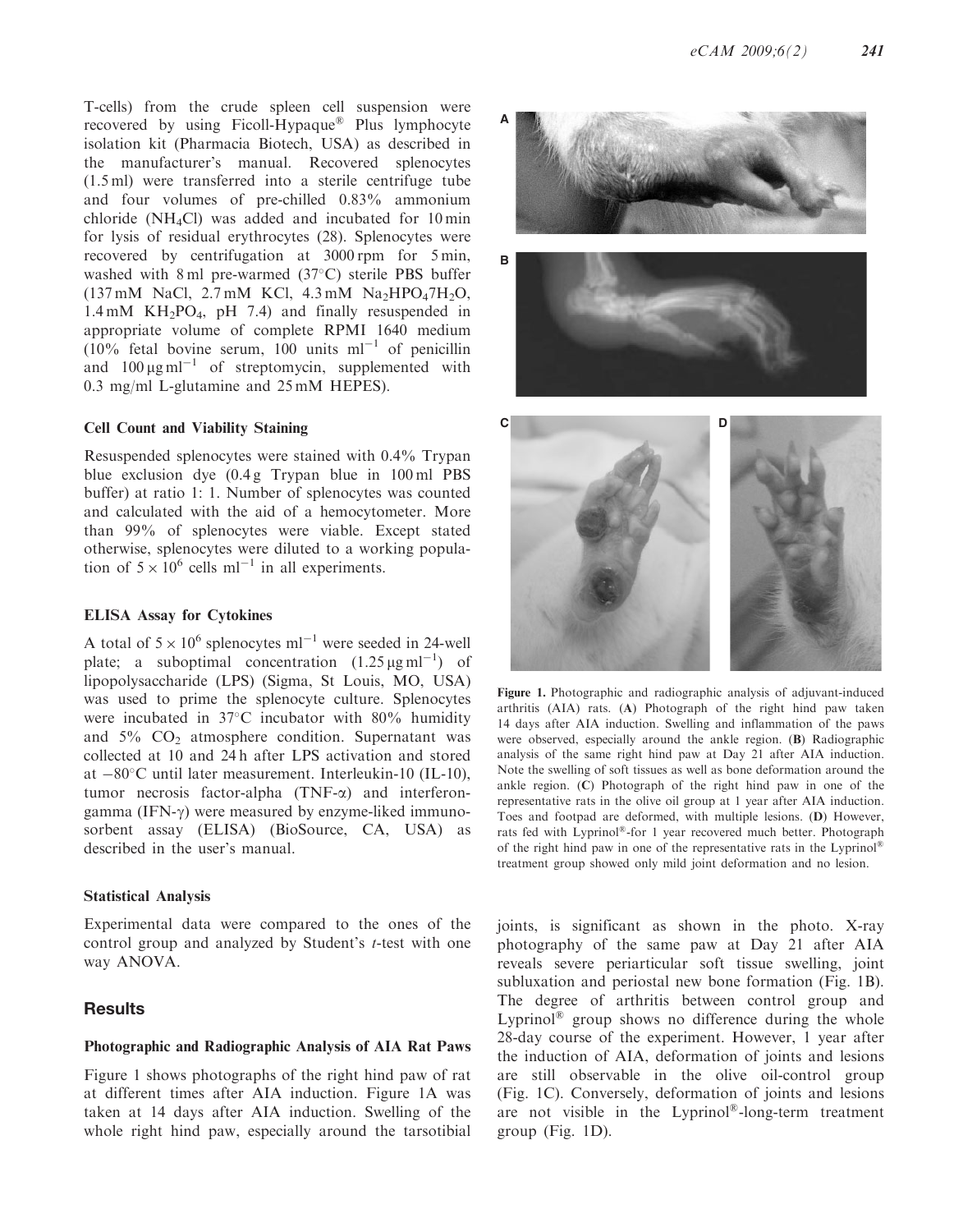T-cells) from the crude spleen cell suspension were recovered by using Ficoll-Hypaque® Plus lymphocyte isolation kit (Pharmacia Biotech, USA) as described in the manufacturer's manual. Recovered splenocytes (1.5 ml) were transferred into a sterile centrifuge tube and four volumes of pre-chilled 0.83% ammonium chloride ($NH_4Cl$) was added and incubated for 10 min for lysis of residual erythrocytes (28). Splenocytes were recovered by centrifugation at 3000 rpm for 5 min, washed with 8 ml pre-warmed (37°C) sterile PBS buffer (137 mM NaCl, 2.7 mM KCl, 4.3 mM $Na_2HPO_47H_2O$, 1.4 mM $KH_2PO_4$, pH 7.4) and finally resuspended in appropriate volume of complete RPMI 1640 medium (10% fetal bovine serum, 100 units $ml^{-1}$ of penicillin and 100 $\mu g\,ml^{-1}$ of streptomycin, supplemented with 0.3 mg/ml L-glutamine and 25 mM HEPES).

### Cell Count and Viability Staining

Resuspended splenocytes were stained with 0.4% Trypan blue exclusion dye (0.4 g Trypan blue in 100 ml PBS buffer) at ratio 1: 1. Number of splenocytes was counted and calculated with the aid of a hemocytometer. More than 99% of splenocytes were viable. Except stated otherwise, splenocytes were diluted to a working population of $5 \times 10^6$ cells $ml^{-1}$ in all experiments.

### ELISA Assay for Cytokines

A total of $5 \times 10^6$ splenocytes $ml^{-1}$ were seeded in 24-well plate; a suboptimal concentration (1.25 $\mu g\,ml^{-1}$) of lipopolysaccharide (LPS) (Sigma, St Louis, MO, USA) was used to prime the splenocyte culture. Splenocytes were incubated in 37°C incubator with 80% humidity and 5% $CO_2$ atmosphere condition. Supernatant was collected at 10 and 24 h after LPS activation and stored at −80°C until later measurement. Interleukin-10 (IL-10), tumor necrosis factor-alpha (TNF-α) and interferon-gamma (IFN-γ) were measured by enzyme-liked immunosorbent assay (ELISA) (BioSource, CA, USA) as described in the user's manual.

### Statistical Analysis

Experimental data were compared to the ones of the control group and analyzed by Student's *t*-test with one way ANOVA.

## Results

### Photographic and Radiographic Analysis of AIA Rat Paws

Figure 1 shows photographs of the right hind paw of rat at different times after AIA induction. Figure 1A was taken at 14 days after AIA induction. Swelling of the whole right hind paw, especially around the tarsotibial joints, is significant as shown in the photo. X-ray photography of the same paw at Day 21 after AIA reveals severe periarticular soft tissue swelling, joint subluxation and periostal new bone formation (Fig. 1B). The degree of arthritis between control group and Lyprinol® group shows no difference during the whole 28-day course of the experiment. However, 1 year after the induction of AIA, deformation of joints and lesions are still observable in the olive oil-control group (Fig. 1C). Conversely, deformation of joints and lesions are not visible in the Lyprinol®-long-term treatment group (Fig. 1D).

**Figure 1.** Photographic and radiographic analysis of adjuvant-induced arthritis (AIA) rats. (**A**) Photograph of the right hind paw taken 14 days after AIA induction. Swelling and inflammation of the paws were observed, especially around the ankle region. (**B**) Radiographic analysis of the same right hind paw at Day 21 after AIA induction. Note the swelling of soft tissues as well as bone deformation around the ankle region. (**C**) Photograph of the right hind paw in one of the representative rats in the olive oil group at 1 year after AIA induction. Toes and footpad are deformed, with multiple lesions. (**D**) However, rats fed with Lyprinol®-for 1 year recovered much better. Photograph of the right hind paw in one of the representative rats in the Lyprinol® treatment group showed only mild joint deformation and no lesion.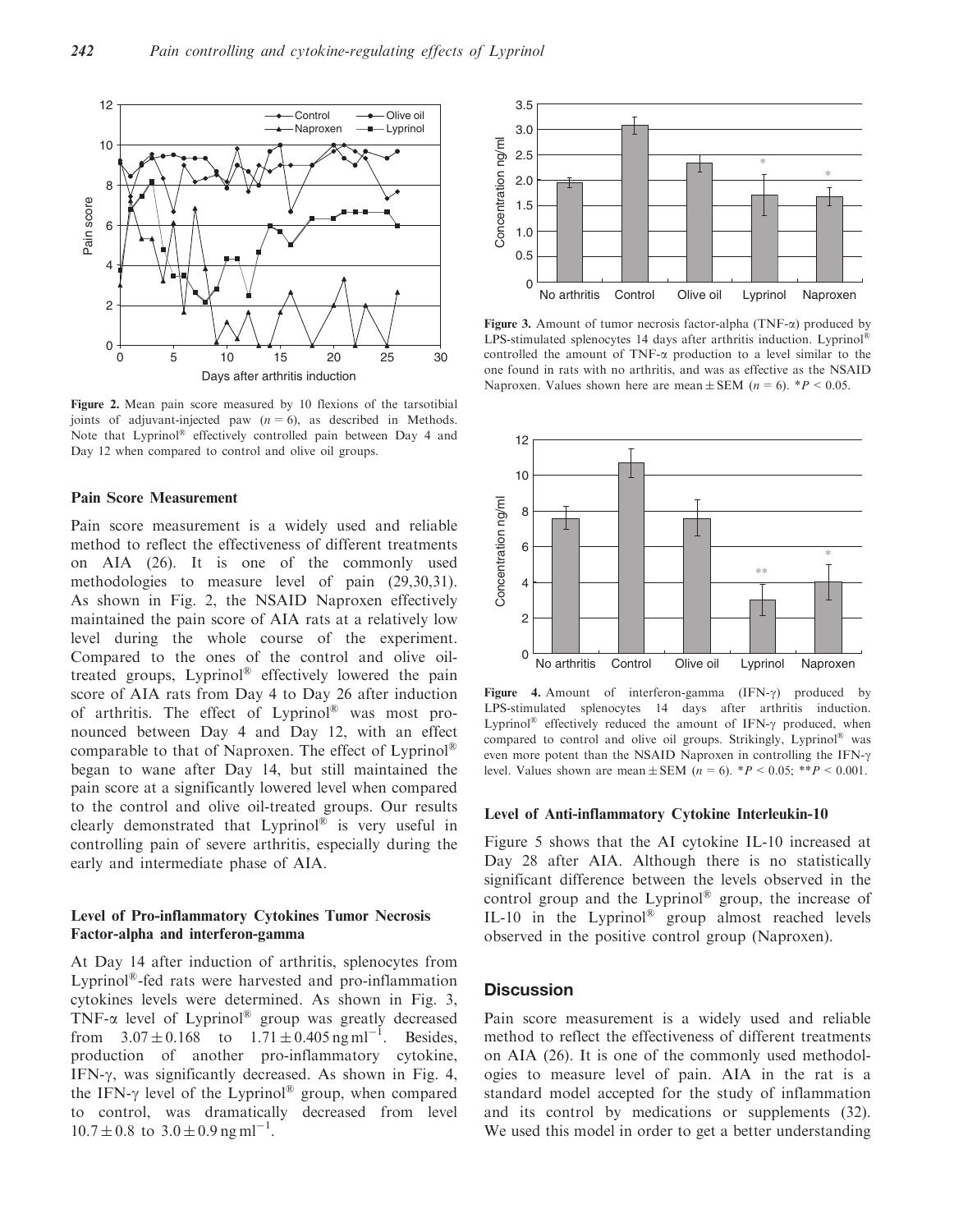12
10
8
6
4
2
0

Pain score

0 5 10 15 20 25 30

Days after arthritis induction

Control
Olive oil
Naproxen
Lyprinol

**Figure 2.** Mean pain score measured by 10 flexions of the tarsotibial joints of adjuvant-injected paw ($n = 6$), as described in Methods. Note that Lyprinol® effectively controlled pain between Day 4 and Day 12 when compared to control and olive oil groups.

### Pain Score Measurement

Pain score measurement is a widely used and reliable method to reflect the effectiveness of different treatments on AIA (26). It is one of the commonly used methodologies to measure level of pain (29,30,31). As shown in Fig. 2, the NSAID Naproxen effectively maintained the pain score of AIA rats at a relatively low level during the whole course of the experiment. Compared to the ones of the control and olive oil-treated groups, Lyprinol® effectively lowered the pain score of AIA rats from Day 4 to Day 26 after induction of arthritis. The effect of Lyprinol® was most pronounced between Day 4 and Day 12, with an effect comparable to that of Naproxen. The effect of Lyprinol® began to wane after Day 14, but still maintained the pain score at a significantly lowered level when compared to the control and olive oil-treated groups. Our results clearly demonstrated that Lyprinol® is very useful in controlling pain of severe arthritis, especially during the early and intermediate phase of AIA.

### Level of Pro-inflammatory Cytokines Tumor Necrosis Factor-alpha and interferon-gamma

At Day 14 after induction of arthritis, splenocytes from Lyprinol®-fed rats were harvested and pro-inflammation cytokines levels were determined. As shown in Fig. 3, TNF-α level of Lyprinol® group was greatly decreased from $3.07 \pm 0.168$ to $1.71 \pm 0.405\,\text{ng}\,\text{ml}^{-1}$. Besides, production of another pro-inflammatory cytokine, IFN-γ, was significantly decreased. As shown in Fig. 4, the IFN-γ level of the Lyprinol® group, when compared to control, was dramatically decreased from level $10.7 \pm 0.8$ to $3.0 \pm 0.9\,\text{ng}\,\text{ml}^{-1}$.

3.5
3.0
2.5
2.0
1.5
1.0
0.5
0

Concentration ng/ml

No arthritis Control Olive oil Lyprinol Naproxen

*
*

**Figure 3.** Amount of tumor necrosis factor-alpha (TNF-α) produced by LPS-stimulated splenocytes 14 days after arthritis induction. Lyprinol® controlled the amount of TNF-α production to a level similar to the one found in rats with no arthritis, and was as effective as the NSAID Naproxen. Values shown here are mean ± SEM ($n = 6$). *$P < 0.05$.

12
10
8
6
4
2
0

Concentration ng/ml

No arthritis Control Olive oil Lyprinol Naproxen

**
*

**Figure 4.** Amount of interferon-gamma (IFN-γ) produced by LPS-stimulated splenocytes 14 days after arthritis induction. Lyprinol® effectively reduced the amount of IFN-γ produced, when compared to control and olive oil groups. Strikingly, Lyprinol® was even more potent than the NSAID Naproxen in controlling the IFN-γ level. Values shown are mean ± SEM ($n = 6$). *$P < 0.05$; **$P < 0.001$.

### Level of Anti-inflammatory Cytokine Interleukin-10

Figure 5 shows that the AI cytokine IL-10 increased at Day 28 after AIA. Although there is no statistically significant difference between the levels observed in the control group and the Lyprinol® group, the increase of IL-10 in the Lyprinol® group almost reached levels observed in the positive control group (Naproxen).

## Discussion

Pain score measurement is a widely used and reliable method to reflect the effectiveness of different treatments on AIA (26). It is one of the commonly used methodologies to measure level of pain. AIA in the rat is a standard model accepted for the study of inflammation and its control by medications or supplements (32). We used this model in order to get a better understanding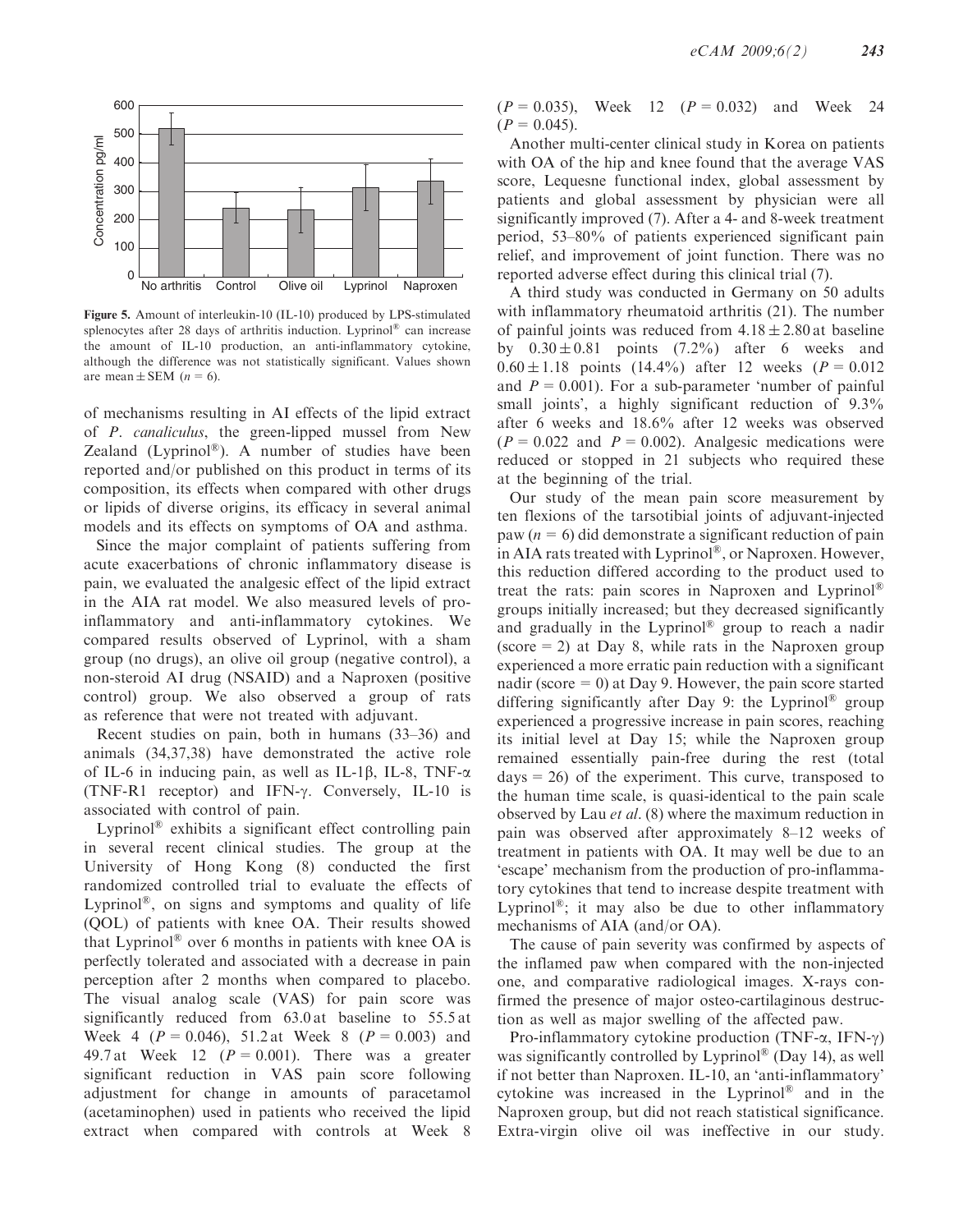600
500
400
300
200
100
0
Concentration pg/ml
No arthritis
Control
Olive oil
Lyprinol
Naproxen

**Figure 5.** Amount of interleukin-10 (IL-10) produced by LPS-stimulated splenocytes after 28 days of arthritis induction. Lyprinol® can increase the amount of IL-10 production, an anti-inflammatory cytokine, although the difference was not statistically significant. Values shown are mean ± SEM ($n = 6$).

of mechanisms resulting in AI effects of the lipid extract of *P. canaliculus*, the green-lipped mussel from New Zealand (Lyprinol®). A number of studies have been reported and/or published on this product in terms of its composition, its effects when compared with other drugs or lipids of diverse origins, its efficacy in several animal models and its effects on symptoms of OA and asthma.

Since the major complaint of patients suffering from acute exacerbations of chronic inflammatory disease is pain, we evaluated the analgesic effect of the lipid extract in the AIA rat model. We also measured levels of pro-inflammatory and anti-inflammatory cytokines. We compared results observed of Lyprinol, with a sham group (no drugs), an olive oil group (negative control), a non-steroid AI drug (NSAID) and a Naproxen (positive control) group. We also observed a group of rats as reference that were not treated with adjuvant.

Recent studies on pain, both in humans (33–36) and animals (34,37,38) have demonstrated the active role of IL-6 in inducing pain, as well as IL-1β, IL-8, TNF-α (TNF-R1 receptor) and IFN-γ. Conversely, IL-10 is associated with control of pain.

Lyprinol® exhibits a significant effect controlling pain in several recent clinical studies. The group at the University of Hong Kong (8) conducted the first randomized controlled trial to evaluate the effects of Lyprinol®, on signs and symptoms and quality of life (QOL) of patients with knee OA. Their results showed that Lyprinol® over 6 months in patients with knee OA is perfectly tolerated and associated with a decrease in pain perception after 2 months when compared to placebo. The visual analog scale (VAS) for pain score was significantly reduced from 63.0 at baseline to 55.5 at Week 4 ($P = 0.046$), 51.2 at Week 8 ($P = 0.003$) and 49.7 at Week 12 ($P = 0.001$). There was a greater significant reduction in VAS pain score following adjustment for change in amounts of paracetamol (acetaminophen) used in patients who received the lipid extract when compared with controls at Week 8 ($P = 0.035$), Week 12 ($P = 0.032$) and Week 24 ($P = 0.045$).

Another multi-center clinical study in Korea on patients with OA of the hip and knee found that the average VAS score, Lequesne functional index, global assessment by patients and global assessment by physician were all significantly improved (7). After a 4- and 8-week treatment period, 53–80% of patients experienced significant pain relief, and improvement of joint function. There was no reported adverse effect during this clinical trial (7).

A third study was conducted in Germany on 50 adults with inflammatory rheumatoid arthritis (21). The number of painful joints was reduced from $4.18 \pm 2.80$ at baseline by $0.30 \pm 0.81$ points (7.2%) after 6 weeks and $0.60 \pm 1.18$ points (14.4%) after 12 weeks ($P = 0.012$ and $P = 0.001$). For a sub-parameter 'number of painful small joints', a highly significant reduction of 9.3% after 6 weeks and 18.6% after 12 weeks was observed ($P = 0.022$ and $P = 0.002$). Analgesic medications were reduced or stopped in 21 subjects who required these at the beginning of the trial.

Our study of the mean pain score measurement by ten flexions of the tarsotibial joints of adjuvant-injected paw ($n = 6$) did demonstrate a significant reduction of pain in AIA rats treated with Lyprinol®, or Naproxen. However, this reduction differed according to the product used to treat the rats: pain scores in Naproxen and Lyprinol® groups initially increased; but they decreased significantly and gradually in the Lyprinol® group to reach a nadir (score = 2) at Day 8, while rats in the Naproxen group experienced a more erratic pain reduction with a significant nadir (score = 0) at Day 9. However, the pain score started differing significantly after Day 9: the Lyprinol® group experienced a progressive increase in pain scores, reaching its initial level at Day 15; while the Naproxen group remained essentially pain-free during the rest (total days = 26) of the experiment. This curve, transposed to the human time scale, is quasi-identical to the pain scale observed by Lau *et al*. (8) where the maximum reduction in pain was observed after approximately 8–12 weeks of treatment in patients with OA. It may well be due to an 'escape' mechanism from the production of pro-inflammatory cytokines that tend to increase despite treatment with Lyprinol®; it may also be due to other inflammatory mechanisms of AIA (and/or OA).

The cause of pain severity was confirmed by aspects of the inflamed paw when compared with the non-injected one, and comparative radiological images. X-rays confirmed the presence of major osteo-cartilaginous destruction as well as major swelling of the affected paw.

Pro-inflammatory cytokine production (TNF-α, IFN-γ) was significantly controlled by Lyprinol® (Day 14), as well if not better than Naproxen. IL-10, an 'anti-inflammatory' cytokine was increased in the Lyprinol® and in the Naproxen group, but did not reach statistical significance. Extra-virgin olive oil was ineffective in our study.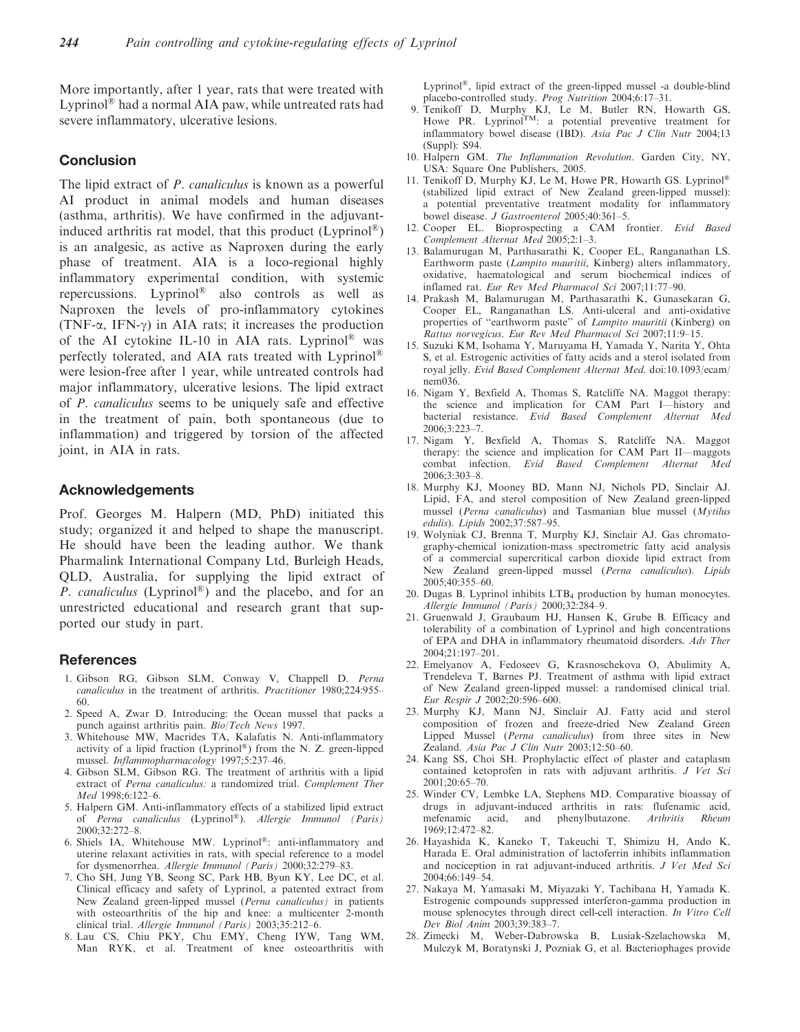More importantly, after 1 year, rats that were treated with Lyprinol® had a normal AIA paw, while untreated rats had severe inflammatory, ulcerative lesions.

## Conclusion

The lipid extract of *P. canaliculus* is known as a powerful AI product in animal models and human diseases (asthma, arthritis). We have confirmed in the adjuvant-induced arthritis rat model, that this product (Lyprinol®) is an analgesic, as active as Naproxen during the early phase of treatment. AIA is a loco-regional highly inflammatory experimental condition, with systemic repercussions. Lyprinol® also controls as well as Naproxen the levels of pro-inflammatory cytokines (TNF-$\alpha$, IFN-$\gamma$) in AIA rats; it increases the production of the AI cytokine IL-10 in AIA rats. Lyprinol® was perfectly tolerated, and AIA rats treated with Lyprinol® were lesion-free after 1 year, while untreated controls had major inflammatory, ulcerative lesions. The lipid extract of *P. canaliculus* seems to be uniquely safe and effective in the treatment of pain, both spontaneous (due to inflammation) and triggered by torsion of the affected joint, in AIA in rats.

## Acknowledgements

Prof. Georges M. Halpern (MD, PhD) initiated this study; organized it and helped to shape the manuscript. He should have been the leading author. We thank Pharmalink International Company Ltd, Burleigh Heads, QLD, Australia, for supplying the lipid extract of *P. canaliculus* (Lyprinol®) and the placebo, and for an unrestricted educational and research grant that supported our study in part.

## References

1. Gibson RG, Gibson SLM, Conway V, Chappell D. *Perna canaliculus* in the treatment of arthritis. *Practitioner* 1980;224:955–60.
2. Speed A, Zwar D. Introducing: the Ocean mussel that packs a punch against arthritis pain. *Bio/Tech News* 1997.
3. Whitehouse MW, Macrides TA, Kalafatis N. Anti-inflammatory activity of a lipid fraction (Lyprinol®) from the N. Z. green-lipped mussel. *Inflammopharmacology* 1997;5:237–46.
4. Gibson SLM, Gibson RG. The treatment of arthritis with a lipid extract of *Perna canaliculus*: a randomized trial. *Complement Ther Med* 1998;6:122–6.
5. Halpern GM. Anti-inflammatory effects of a stabilized lipid extract of *Perna canaliculus* (Lyprinol®). *Allergie Immunol (Paris)* 2000;32:272–8.
6. Shiels IA, Whitehouse MW. Lyprinol®: anti-inflammatory and uterine relaxant activities in rats, with special reference to a model for dysmenorrhea. *Allergie Immunol (Paris)* 2000;32:279–83.
7. Cho SH, Jung YB, Seong SC, Park HB, Byun KY, Lee DC, et al. Clinical efficacy and safety of Lyprinol, a patented extract from New Zealand green-lipped mussel (*Perna canaliculus*) in patients with osteoarthritis of the hip and knee: a multicenter 2-month clinical trial. *Allergie Immunol (Paris)* 2003;35:212–6.
8. Lau CS, Chiu PKY, Chu EMY, Cheng IYW, Tang WM, Man RYK, et al. Treatment of knee osteoarthritis with Lyprinol®, lipid extract of the green-lipped mussel -a double-blind placebo-controlled study. *Prog Nutrition* 2004;6:17–31.
9. Tenikoff D, Murphy KJ, Le M, Butler RN, Howarth GS, Howe PR. Lyprinol™: a potential preventive treatment for inflammatory bowel disease (IBD). *Asia Pac J Clin Nutr* 2004;13 (Suppl): S94.
10. Halpern GM. *The Inflammation Revolution*. Garden City, NY, USA: Square One Publishers, 2005.
11. Tenikoff D, Murphy KJ, Le M, Howe PR, Howarth GS. Lyprinol® (stabilized lipid extract of New Zealand green-lipped mussel): a potential preventative treatment modality for inflammatory bowel disease. *J Gastroenterol* 2005;40:361–5.
12. Cooper EL. Bioprospecting a CAM frontier. *Evid Based Complement Alternat Med* 2005;2:1–3.
13. Balamurugan M, Parthasarathi K, Cooper EL, Ranganathan LS. Earthworm paste (*Lampito mauritii*, Kinberg) alters inflammatory, oxidative, haematological and serum biochemical indices of inflamed rat. *Eur Rev Med Pharmacol Sci* 2007;11:77–90.
14. Prakash M, Balamurugan M, Parthasarathi K, Gunasekaran G, Cooper EL, Ranganathan LS. Anti-ulceral and anti-oxidative properties of "earthworm paste" of *Lampito mauritii* (Kinberg) on *Rattus norvegicus*. *Eur Rev Med Pharmacol Sci* 2007;11:9–15.
15. Suzuki KM, Isohama Y, Maruyama H, Yamada Y, Narita Y, Ohta S, et al. Estrogenic activities of fatty acids and a sterol isolated from royal jelly. *Evid Based Complement Alternat Med*. doi:10.1093/ecam/nem036.
16. Nigam Y, Bexfield A, Thomas S, Ratcliffe NA. Maggot therapy: the science and implication for CAM Part I—history and bacterial resistance. *Evid Based Complement Alternat Med* 2006;3:223–7.
17. Nigam Y, Bexfield A, Thomas S, Ratcliffe NA. Maggot therapy: the science and implication for CAM Part II—maggots combat infection. *Evid Based Complement Alternat Med* 2006;3:303–8.
18. Murphy KJ, Mooney BD, Mann NJ, Nichols PD, Sinclair AJ. Lipid, FA, and sterol composition of New Zealand green-lipped mussel (*Perna canaliculus*) and Tasmanian blue mussel (*Mytilus edulis*). *Lipids* 2002;37:587–95.
19. Wolyniak CJ, Brenna T, Murphy KJ, Sinclair AJ. Gas chromatography-chemical ionization-mass spectrometric fatty acid analysis of a commercial supercritical carbon dioxide lipid extract from New Zealand green-lipped mussel (*Perna canaliculus*). *Lipids* 2005;40:355–60.
20. Dugas B. Lyprinol inhibits $LTB_4$ production by human monocytes. *Allergie Immunol (Paris)* 2000;32:284–9.
21. Gruenwald J, Graubaum HJ, Hansen K, Grube B. Efficacy and tolerability of a combination of Lyprinol and high concentrations of EPA and DHA in inflammatory rheumatoid disorders. *Adv Ther* 2004;21:197–201.
22. Emelyanov A, Fedoseev G, Krasnoschekova O, Abulimity A, Trendeleva T, Barnes PJ. Treatment of asthma with lipid extract of New Zealand green-lipped mussel: a randomised clinical trial. *Eur Respir J* 2002;20:596–600.
23. Murphy KJ, Mann NJ, Sinclair AJ. Fatty acid and sterol composition of frozen and freeze-dried New Zealand Green Lipped Mussel (*Perna canaliculus*) from three sites in New Zealand. *Asia Pac J Clin Nutr* 2003;12:50–60.
24. Kang SS, Choi SH. Prophylactic effect of plaster and cataplasm contained ketoprofen in rats with adjuvant arthritis. *J Vet Sci* 2001;20:65–70.
25. Winder CV, Lembke LA, Stephens MD. Comparative bioassay of drugs in adjuvant-induced arthritis in rats: flufenamic acid, mefenamic acid, and phenylbutazone. *Arthritis Rheum* 1969;12:472–82.
26. Hayashida K, Kaneko T, Takeuchi T, Shimizu H, Ando K, Harada E. Oral administration of lactoferrin inhibits inflammation and nociception in rat adjuvant-induced arthritis. *J Vet Med Sci* 2004;66:149–54.
27. Nakaya M, Yamasaki M, Miyazaki Y, Tachibana H, Yamada K. Estrogenic compounds suppressed interferon-gamma production in mouse splenocytes through direct cell-cell interaction. *In Vitro Cell Dev Biol Anim* 2003;39:383–7.
28. Zimecki M, Weber-Dabrowska B, Lusiak-Szelachowska M, Mulczyk M, Boratynski J, Pozniak G, et al. Bacteriophages provide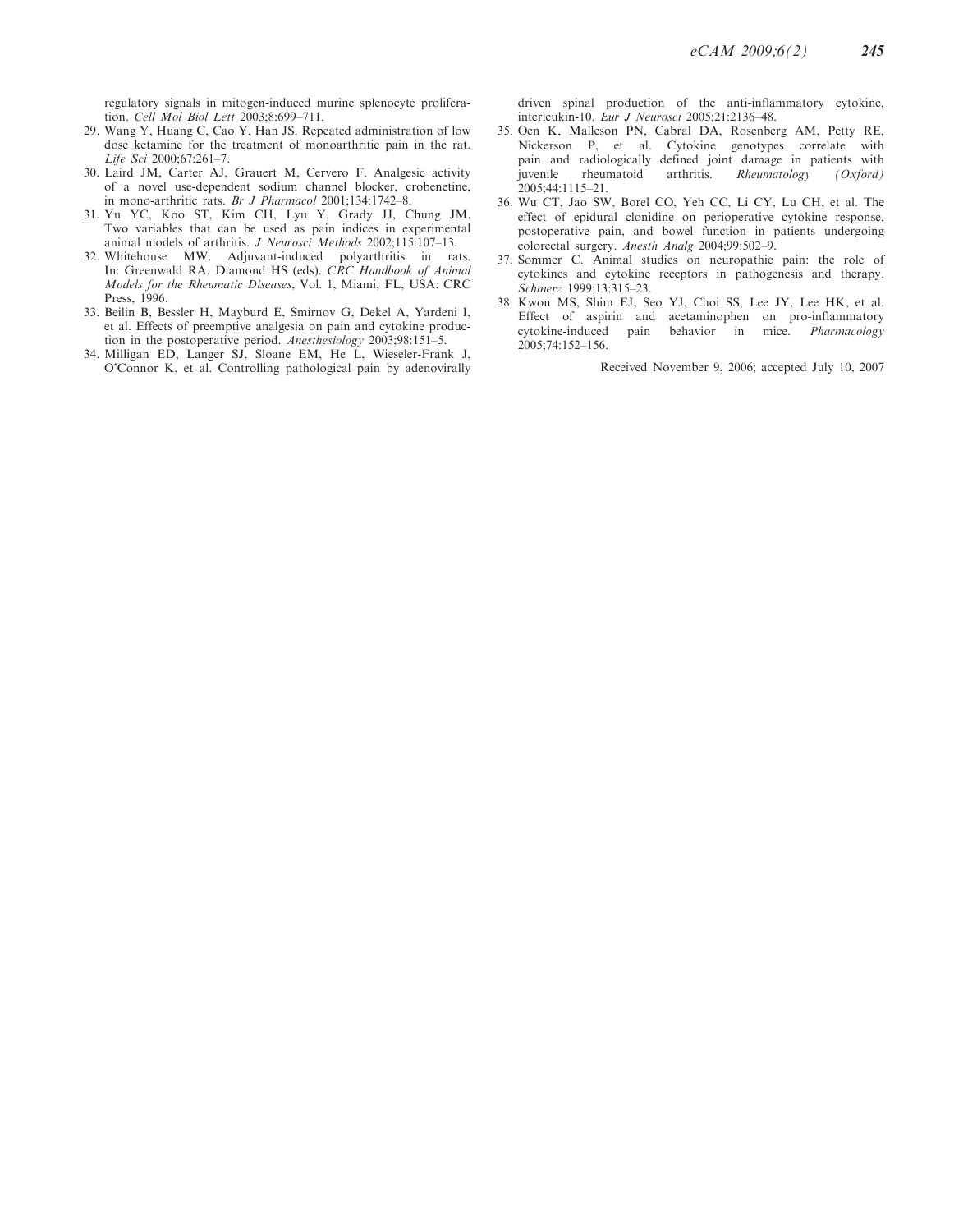regulatory signals in mitogen-induced murine splenocyte proliferation. *Cell Mol Biol Lett* 2003;8:699–711.

29. Wang Y, Huang C, Cao Y, Han JS. Repeated administration of low dose ketamine for the treatment of monoarthritic pain in the rat. *Life Sci* 2000;67:261–7.
30. Laird JM, Carter AJ, Grauert M, Cervero F. Analgesic activity of a novel use-dependent sodium channel blocker, crobenetine, in mono-arthritic rats. *Br J Pharmacol* 2001;134:1742–8.
31. Yu YC, Koo ST, Kim CH, Lyu Y, Grady JJ, Chung JM. Two variables that can be used as pain indices in experimental animal models of arthritis. *J Neurosci Methods* 2002;115:107–13.
32. Whitehouse MW. Adjuvant-induced polyarthritis in rats. In: Greenwald RA, Diamond HS (eds). *CRC Handbook of Animal Models for the Rheumatic Diseases*, Vol. 1, Miami, FL, USA: CRC Press, 1996.
33. Beilin B, Bessler H, Mayburd E, Smirnov G, Dekel A, Yardeni I, et al. Effects of preemptive analgesia on pain and cytokine production in the postoperative period. *Anesthesiology* 2003;98:151–5.
34. Milligan ED, Langer SJ, Sloane EM, He L, Wieseler-Frank J, O'Connor K, et al. Controlling pathological pain by adenovirally driven spinal production of the anti-inflammatory cytokine, interleukin-10. *Eur J Neurosci* 2005;21:2136–48.
35. Oen K, Malleson PN, Cabral DA, Rosenberg AM, Petty RE, Nickerson P, et al. Cytokine genotypes correlate with pain and radiologically defined joint damage in patients with juvenile rheumatoid arthritis. *Rheumatology (Oxford)* 2005;44:1115–21.
36. Wu CT, Jao SW, Borel CO, Yeh CC, Li CY, Lu CH, et al. The effect of epidural clonidine on perioperative cytokine response, postoperative pain, and bowel function in patients undergoing colorectal surgery. *Anesth Analg* 2004;99:502–9.
37. Sommer C. Animal studies on neuropathic pain: the role of cytokines and cytokine receptors in pathogenesis and therapy. *Schmerz* 1999;13:315–23.
38. Kwon MS, Shim EJ, Seo YJ, Choi SS, Lee JY, Lee HK, et al. Effect of aspirin and acetaminophen on pro-inflammatory cytokine-induced pain behavior in mice. *Pharmacology* 2005;74:152–156.

Received November 9, 2006; accepted July 10, 2007